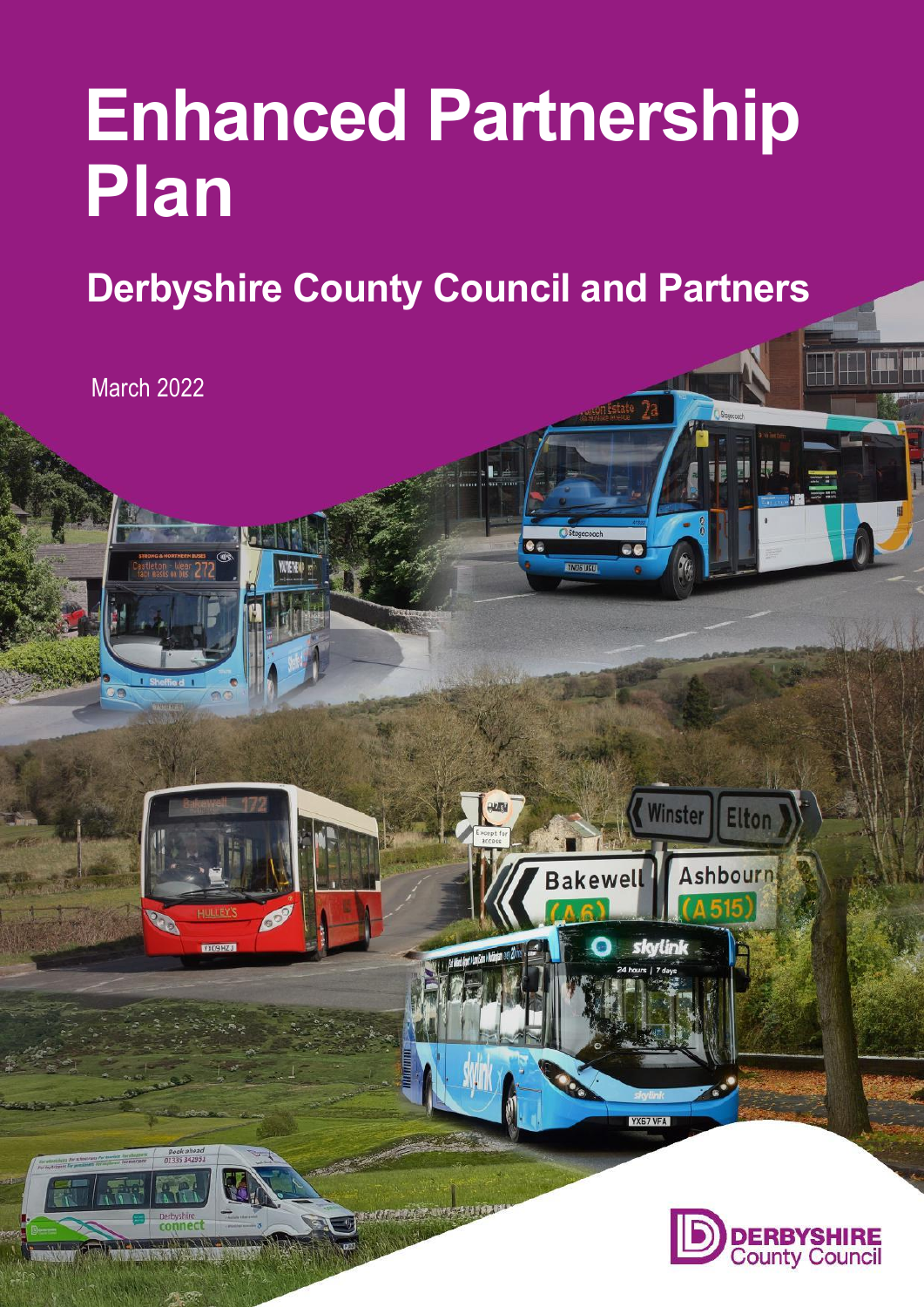# Enhanced Partnership Plan

## Derbyshire County Council and Partners

March 2022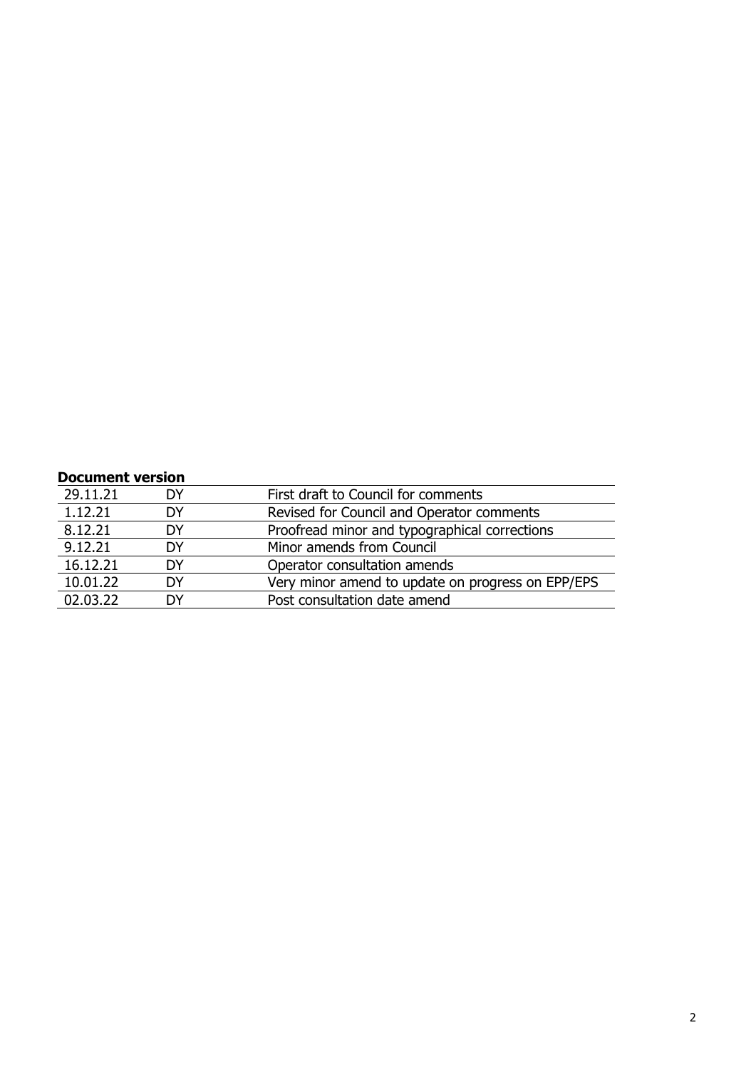**Document version**

| | | |
|---|---|---|
| 29.11.21 | DY | First draft to Council for comments |
| 1.12.21 | DY | Revised for Council and Operator comments |
| 8.12.21 | DY | Proofread minor and typographical corrections |
| 9.12.21 | DY | Minor amends from Council |
| 16.12.21 | DY | Operator consultation amends |
| 10.01.22 | DY | Very minor amend to update on progress on EPP/EPS |
| 02.03.22 | DY | Post consultation date amend |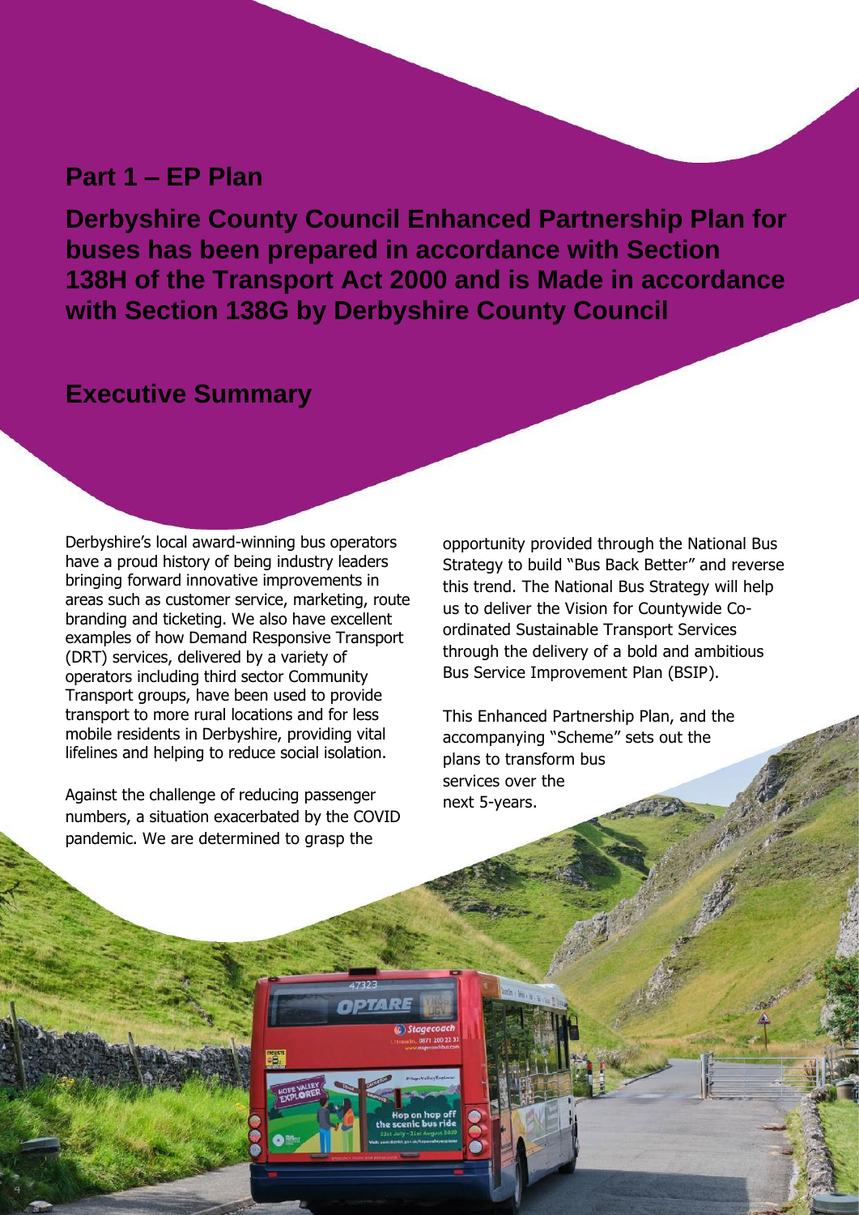## Part 1 – EP Plan

**Derbyshire County Council Enhanced Partnership Plan for buses has been prepared in accordance with Section 138H of the Transport Act 2000 and is Made in accordance with Section 138G by Derbyshire County Council**

## Executive Summary

Derbyshire's local award-winning bus operators have a proud history of being industry leaders bringing forward innovative improvements in areas such as customer service, marketing, route branding and ticketing. We also have excellent examples of how Demand Responsive Transport (DRT) services, delivered by a variety of operators including third sector Community Transport groups, have been used to provide transport to more rural locations and for less mobile residents in Derbyshire, providing vital lifelines and helping to reduce social isolation.

Against the challenge of reducing passenger numbers, a situation exacerbated by the COVID pandemic. We are determined to grasp the opportunity provided through the National Bus Strategy to build "Bus Back Better" and reverse this trend. The National Bus Strategy will help us to deliver the Vision for Countywide Co-ordinated Sustainable Transport Services through the delivery of a bold and ambitious Bus Service Improvement Plan (BSIP).

This Enhanced Partnership Plan, and the accompanying "Scheme" sets out the plans to transform bus services over the next 5-years.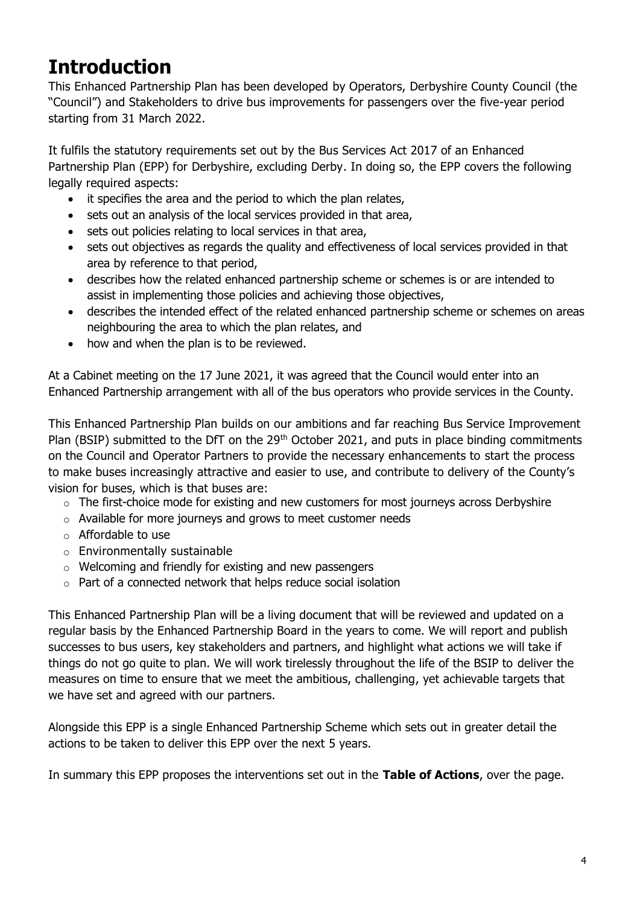# Introduction

This Enhanced Partnership Plan has been developed by Operators, Derbyshire County Council (the "Council") and Stakeholders to drive bus improvements for passengers over the five-year period starting from 31 March 2022.

It fulfils the statutory requirements set out by the Bus Services Act 2017 of an Enhanced Partnership Plan (EPP) for Derbyshire, excluding Derby. In doing so, the EPP covers the following legally required aspects:

- it specifies the area and the period to which the plan relates,
- sets out an analysis of the local services provided in that area,
- sets out policies relating to local services in that area,
- sets out objectives as regards the quality and effectiveness of local services provided in that area by reference to that period,
- describes how the related enhanced partnership scheme or schemes is or are intended to assist in implementing those policies and achieving those objectives,
- describes the intended effect of the related enhanced partnership scheme or schemes on areas neighbouring the area to which the plan relates, and
- how and when the plan is to be reviewed.

At a Cabinet meeting on the 17 June 2021, it was agreed that the Council would enter into an Enhanced Partnership arrangement with all of the bus operators who provide services in the County.

This Enhanced Partnership Plan builds on our ambitions and far reaching Bus Service Improvement Plan (BSIP) submitted to the DfT on the 29th October 2021, and puts in place binding commitments on the Council and Operator Partners to provide the necessary enhancements to start the process to make buses increasingly attractive and easier to use, and contribute to delivery of the County's vision for buses, which is that buses are:

- The first-choice mode for existing and new customers for most journeys across Derbyshire
- Available for more journeys and grows to meet customer needs
- Affordable to use
- Environmentally sustainable
- Welcoming and friendly for existing and new passengers
- Part of a connected network that helps reduce social isolation

This Enhanced Partnership Plan will be a living document that will be reviewed and updated on a regular basis by the Enhanced Partnership Board in the years to come. We will report and publish successes to bus users, key stakeholders and partners, and highlight what actions we will take if things do not go quite to plan. We will work tirelessly throughout the life of the BSIP to deliver the measures on time to ensure that we meet the ambitious, challenging, yet achievable targets that we have set and agreed with our partners.

Alongside this EPP is a single Enhanced Partnership Scheme which sets out in greater detail the actions to be taken to deliver this EPP over the next 5 years.

In summary this EPP proposes the interventions set out in the **Table of Actions**, over the page.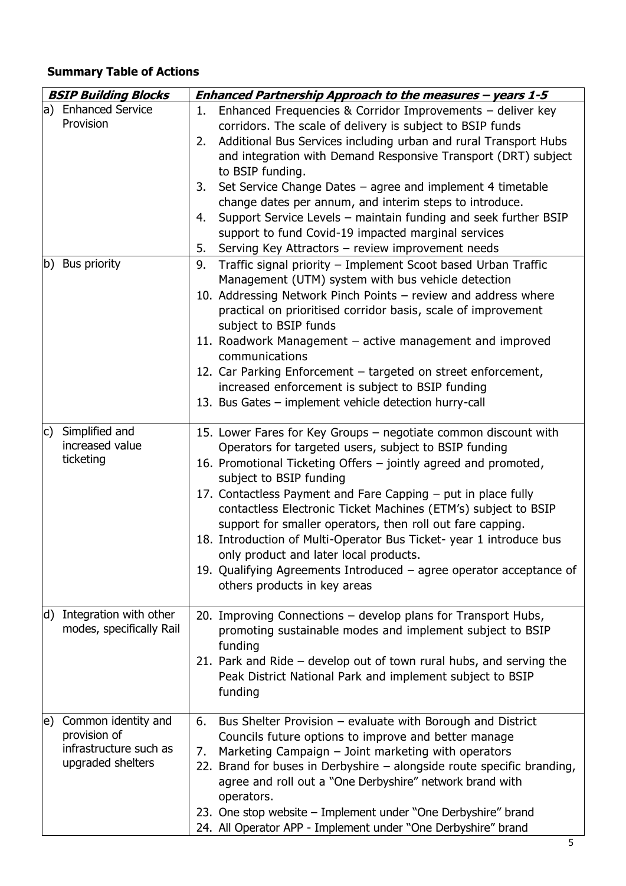**Summary Table of Actions**

| *BSIP Building Blocks* | *Enhanced Partnership Approach to the measures – years 1-5* |
|---|---|
| a) Enhanced Service Provision | 1. Enhanced Frequencies & Corridor Improvements – deliver key corridors. The scale of delivery is subject to BSIP funds<br>2. Additional Bus Services including urban and rural Transport Hubs and integration with Demand Responsive Transport (DRT) subject to BSIP funding.<br>3. Set Service Change Dates – agree and implement 4 timetable change dates per annum, and interim steps to introduce.<br>4. Support Service Levels – maintain funding and seek further BSIP support to fund Covid-19 impacted marginal services<br>5. Serving Key Attractors – review improvement needs |
| b) Bus priority | 9. Traffic signal priority – Implement Scoot based Urban Traffic Management (UTM) system with bus vehicle detection<br>10. Addressing Network Pinch Points – review and address where practical on prioritised corridor basis, scale of improvement subject to BSIP funds<br>11. Roadwork Management – active management and improved communications<br>12. Car Parking Enforcement – targeted on street enforcement, increased enforcement is subject to BSIP funding<br>13. Bus Gates – implement vehicle detection hurry-call |
| c) Simplified and increased value ticketing | 15. Lower Fares for Key Groups – negotiate common discount with Operators for targeted users, subject to BSIP funding<br>16. Promotional Ticketing Offers – jointly agreed and promoted, subject to BSIP funding<br>17. Contactless Payment and Fare Capping – put in place fully contactless Electronic Ticket Machines (ETM's) subject to BSIP support for smaller operators, then roll out fare capping.<br>18. Introduction of Multi-Operator Bus Ticket- year 1 introduce bus only product and later local products.<br>19. Qualifying Agreements Introduced – agree operator acceptance of others products in key areas |
| d) Integration with other modes, specifically Rail | 20. Improving Connections – develop plans for Transport Hubs, promoting sustainable modes and implement subject to BSIP funding<br>21. Park and Ride – develop out of town rural hubs, and serving the Peak District National Park and implement subject to BSIP funding |
| e) Common identity and provision of infrastructure such as upgraded shelters | 6. Bus Shelter Provision – evaluate with Borough and District Councils future options to improve and better manage<br>7. Marketing Campaign – Joint marketing with operators<br>22. Brand for buses in Derbyshire – alongside route specific branding, agree and roll out a "One Derbyshire" network brand with operators.<br>23. One stop website – Implement under "One Derbyshire" brand<br>24. All Operator APP - Implement under "One Derbyshire" brand |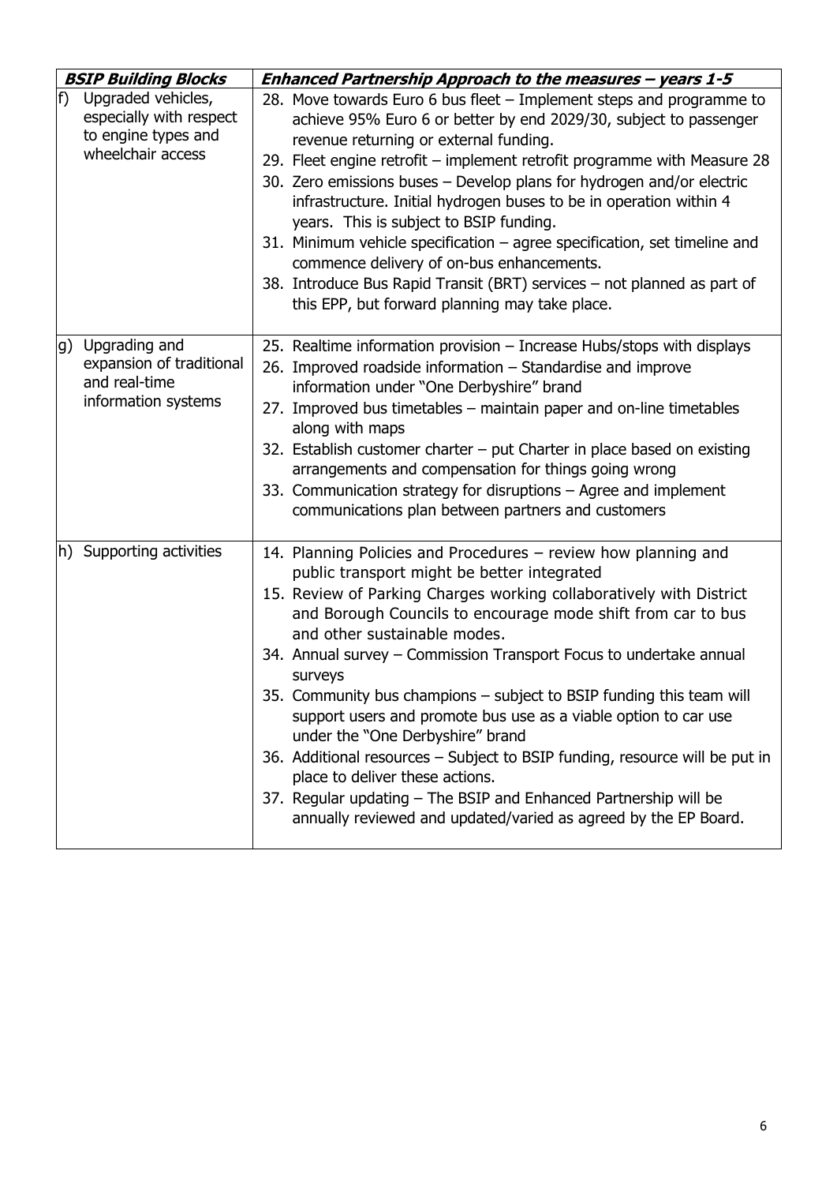| ***BSIP Building Blocks*** | ***Enhanced Partnership Approach to the measures – years 1-5*** |
|---|---|
| f) Upgraded vehicles, especially with respect to engine types and wheelchair access | 28. Move towards Euro 6 bus fleet – Implement steps and programme to achieve 95% Euro 6 or better by end 2029/30, subject to passenger revenue returning or external funding.<br>29. Fleet engine retrofit – implement retrofit programme with Measure 28<br>30. Zero emissions buses – Develop plans for hydrogen and/or electric infrastructure. Initial hydrogen buses to be in operation within 4 years. This is subject to BSIP funding.<br>31. Minimum vehicle specification – agree specification, set timeline and commence delivery of on-bus enhancements.<br>38. Introduce Bus Rapid Transit (BRT) services – not planned as part of this EPP, but forward planning may take place. |
| g) Upgrading and expansion of traditional and real-time information systems | 25. Realtime information provision – Increase Hubs/stops with displays<br>26. Improved roadside information – Standardise and improve information under "One Derbyshire" brand<br>27. Improved bus timetables – maintain paper and on-line timetables along with maps<br>32. Establish customer charter – put Charter in place based on existing arrangements and compensation for things going wrong<br>33. Communication strategy for disruptions – Agree and implement communications plan between partners and customers |
| h) Supporting activities | 14. Planning Policies and Procedures – review how planning and public transport might be better integrated<br>15. Review of Parking Charges working collaboratively with District and Borough Councils to encourage mode shift from car to bus and other sustainable modes.<br>34. Annual survey – Commission Transport Focus to undertake annual surveys<br>35. Community bus champions – subject to BSIP funding this team will support users and promote bus use as a viable option to car use under the "One Derbyshire" brand<br>36. Additional resources – Subject to BSIP funding, resource will be put in place to deliver these actions.<br>37. Regular updating – The BSIP and Enhanced Partnership will be annually reviewed and updated/varied as agreed by the EP Board. |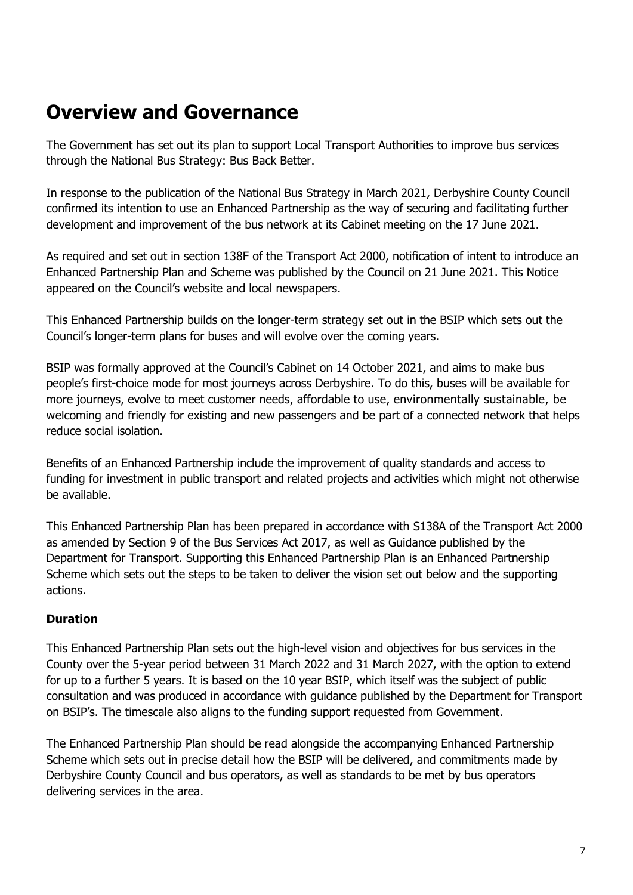# Overview and Governance

The Government has set out its plan to support Local Transport Authorities to improve bus services through the National Bus Strategy: Bus Back Better.

In response to the publication of the National Bus Strategy in March 2021, Derbyshire County Council confirmed its intention to use an Enhanced Partnership as the way of securing and facilitating further development and improvement of the bus network at its Cabinet meeting on the 17 June 2021.

As required and set out in section 138F of the Transport Act 2000, notification of intent to introduce an Enhanced Partnership Plan and Scheme was published by the Council on 21 June 2021. This Notice appeared on the Council's website and local newspapers.

This Enhanced Partnership builds on the longer-term strategy set out in the BSIP which sets out the Council's longer-term plans for buses and will evolve over the coming years.

BSIP was formally approved at the Council's Cabinet on 14 October 2021, and aims to make bus people's first-choice mode for most journeys across Derbyshire. To do this, buses will be available for more journeys, evolve to meet customer needs, affordable to use, environmentally sustainable, be welcoming and friendly for existing and new passengers and be part of a connected network that helps reduce social isolation.

Benefits of an Enhanced Partnership include the improvement of quality standards and access to funding for investment in public transport and related projects and activities which might not otherwise be available.

This Enhanced Partnership Plan has been prepared in accordance with S138A of the Transport Act 2000 as amended by Section 9 of the Bus Services Act 2017, as well as Guidance published by the Department for Transport. Supporting this Enhanced Partnership Plan is an Enhanced Partnership Scheme which sets out the steps to be taken to deliver the vision set out below and the supporting actions.

**Duration**

This Enhanced Partnership Plan sets out the high-level vision and objectives for bus services in the County over the 5-year period between 31 March 2022 and 31 March 2027, with the option to extend for up to a further 5 years. It is based on the 10 year BSIP, which itself was the subject of public consultation and was produced in accordance with guidance published by the Department for Transport on BSIP's. The timescale also aligns to the funding support requested from Government.

The Enhanced Partnership Plan should be read alongside the accompanying Enhanced Partnership Scheme which sets out in precise detail how the BSIP will be delivered, and commitments made by Derbyshire County Council and bus operators, as well as standards to be met by bus operators delivering services in the area.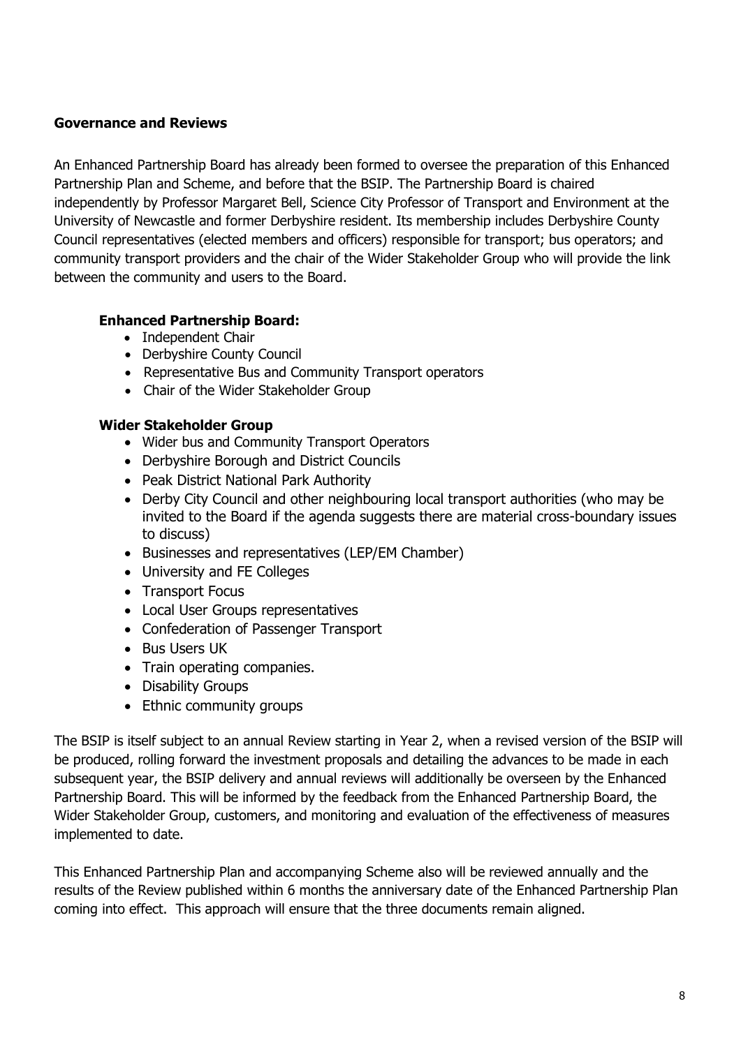**Governance and Reviews**

An Enhanced Partnership Board has already been formed to oversee the preparation of this Enhanced Partnership Plan and Scheme, and before that the BSIP. The Partnership Board is chaired independently by Professor Margaret Bell, Science City Professor of Transport and Environment at the University of Newcastle and former Derbyshire resident. Its membership includes Derbyshire County Council representatives (elected members and officers) responsible for transport; bus operators; and community transport providers and the chair of the Wider Stakeholder Group who will provide the link between the community and users to the Board.

**Enhanced Partnership Board:**

- Independent Chair
- Derbyshire County Council
- Representative Bus and Community Transport operators
- Chair of the Wider Stakeholder Group

**Wider Stakeholder Group**

- Wider bus and Community Transport Operators
- Derbyshire Borough and District Councils
- Peak District National Park Authority
- Derby City Council and other neighbouring local transport authorities (who may be invited to the Board if the agenda suggests there are material cross-boundary issues to discuss)
- Businesses and representatives (LEP/EM Chamber)
- University and FE Colleges
- Transport Focus
- Local User Groups representatives
- Confederation of Passenger Transport
- Bus Users UK
- Train operating companies.
- Disability Groups
- Ethnic community groups

The BSIP is itself subject to an annual Review starting in Year 2, when a revised version of the BSIP will be produced, rolling forward the investment proposals and detailing the advances to be made in each subsequent year, the BSIP delivery and annual reviews will additionally be overseen by the Enhanced Partnership Board. This will be informed by the feedback from the Enhanced Partnership Board, the Wider Stakeholder Group, customers, and monitoring and evaluation of the effectiveness of measures implemented to date.

This Enhanced Partnership Plan and accompanying Scheme also will be reviewed annually and the results of the Review published within 6 months the anniversary date of the Enhanced Partnership Plan coming into effect. This approach will ensure that the three documents remain aligned.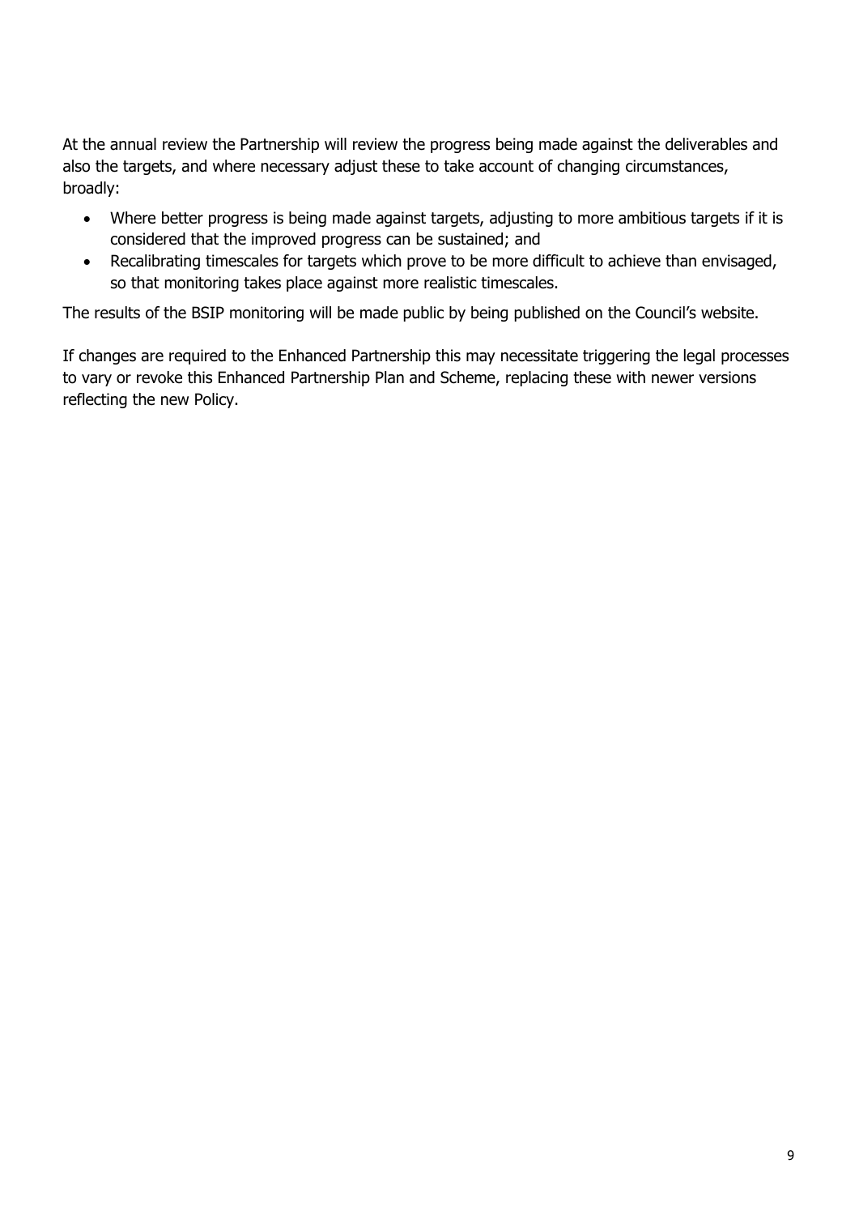At the annual review the Partnership will review the progress being made against the deliverables and also the targets, and where necessary adjust these to take account of changing circumstances, broadly:

- Where better progress is being made against targets, adjusting to more ambitious targets if it is considered that the improved progress can be sustained; and
- Recalibrating timescales for targets which prove to be more difficult to achieve than envisaged, so that monitoring takes place against more realistic timescales.

The results of the BSIP monitoring will be made public by being published on the Council's website.

If changes are required to the Enhanced Partnership this may necessitate triggering the legal processes to vary or revoke this Enhanced Partnership Plan and Scheme, replacing these with newer versions reflecting the new Policy.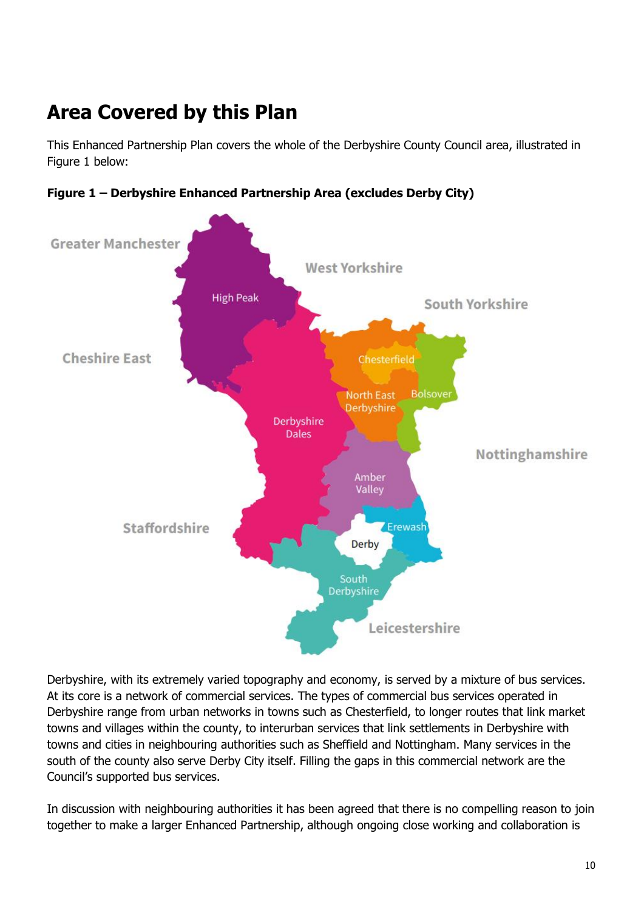## Area Covered by this Plan

This Enhanced Partnership Plan covers the whole of the Derbyshire County Council area, illustrated in Figure 1 below:

**Figure 1 – Derbyshire Enhanced Partnership Area (excludes Derby City)**

Derbyshire, with its extremely varied topography and economy, is served by a mixture of bus services. At its core is a network of commercial services. The types of commercial bus services operated in Derbyshire range from urban networks in towns such as Chesterfield, to longer routes that link market towns and villages within the county, to interurban services that link settlements in Derbyshire with towns and cities in neighbouring authorities such as Sheffield and Nottingham. Many services in the south of the county also serve Derby City itself. Filling the gaps in this commercial network are the Council's supported bus services.

In discussion with neighbouring authorities it has been agreed that there is no compelling reason to join together to make a larger Enhanced Partnership, although ongoing close working and collaboration is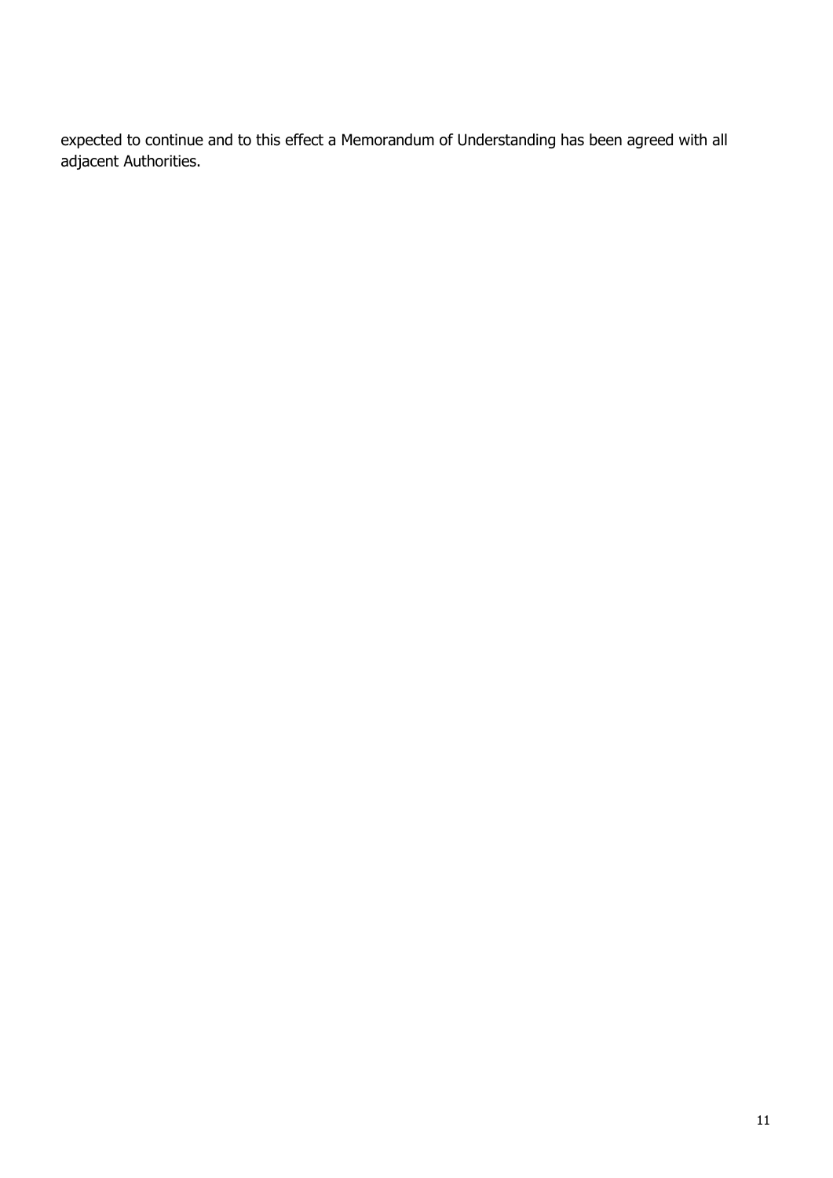expected to continue and to this effect a Memorandum of Understanding has been agreed with all adjacent Authorities.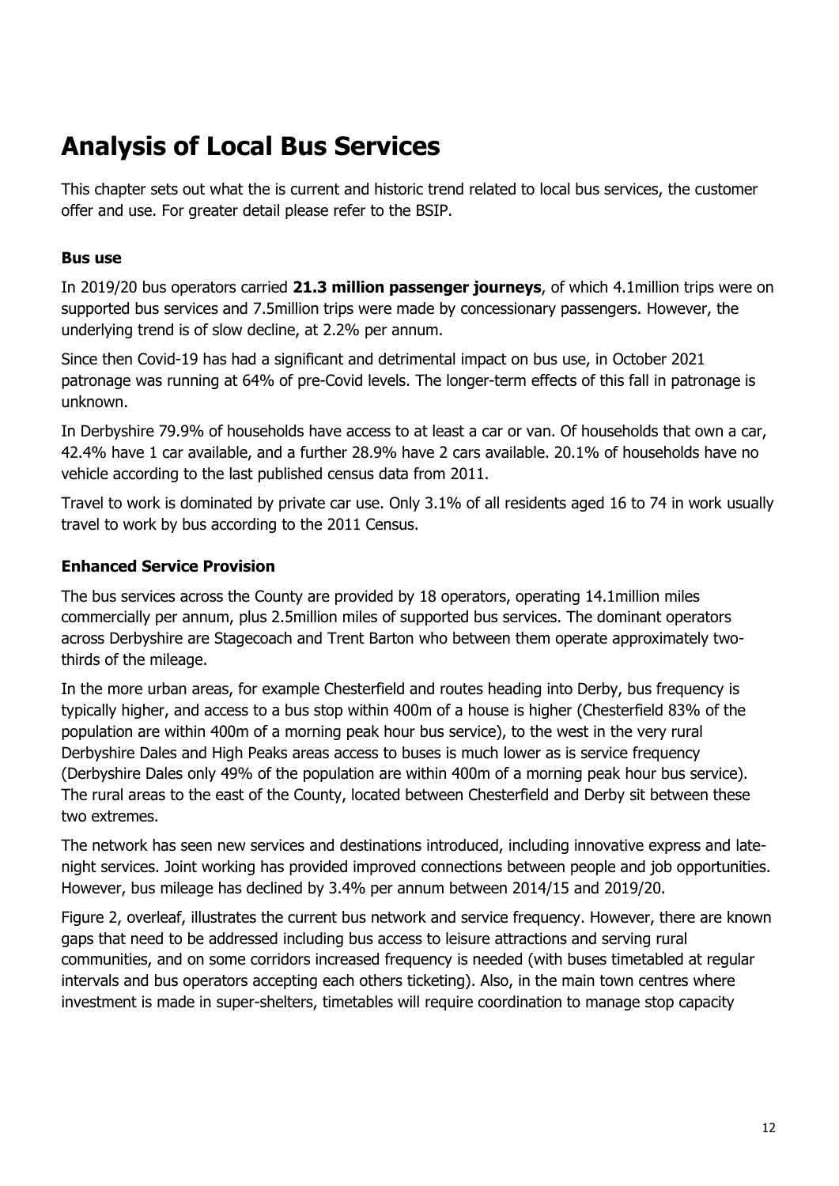# Analysis of Local Bus Services

This chapter sets out what the is current and historic trend related to local bus services, the customer offer and use. For greater detail please refer to the BSIP.

### Bus use

In 2019/20 bus operators carried **21.3 million passenger journeys**, of which 4.1million trips were on supported bus services and 7.5million trips were made by concessionary passengers. However, the underlying trend is of slow decline, at 2.2% per annum.

Since then Covid-19 has had a significant and detrimental impact on bus use, in October 2021 patronage was running at 64% of pre-Covid levels. The longer-term effects of this fall in patronage is unknown.

In Derbyshire 79.9% of households have access to at least a car or van. Of households that own a car, 42.4% have 1 car available, and a further 28.9% have 2 cars available. 20.1% of households have no vehicle according to the last published census data from 2011.

Travel to work is dominated by private car use. Only 3.1% of all residents aged 16 to 74 in work usually travel to work by bus according to the 2011 Census.

### Enhanced Service Provision

The bus services across the County are provided by 18 operators, operating 14.1million miles commercially per annum, plus 2.5million miles of supported bus services. The dominant operators across Derbyshire are Stagecoach and Trent Barton who between them operate approximately two-thirds of the mileage.

In the more urban areas, for example Chesterfield and routes heading into Derby, bus frequency is typically higher, and access to a bus stop within 400m of a house is higher (Chesterfield 83% of the population are within 400m of a morning peak hour bus service), to the west in the very rural Derbyshire Dales and High Peaks areas access to buses is much lower as is service frequency (Derbyshire Dales only 49% of the population are within 400m of a morning peak hour bus service). The rural areas to the east of the County, located between Chesterfield and Derby sit between these two extremes.

The network has seen new services and destinations introduced, including innovative express and late-night services. Joint working has provided improved connections between people and job opportunities. However, bus mileage has declined by 3.4% per annum between 2014/15 and 2019/20.

Figure 2, overleaf, illustrates the current bus network and service frequency. However, there are known gaps that need to be addressed including bus access to leisure attractions and serving rural communities, and on some corridors increased frequency is needed (with buses timetabled at regular intervals and bus operators accepting each others ticketing). Also, in the main town centres where investment is made in super-shelters, timetables will require coordination to manage stop capacity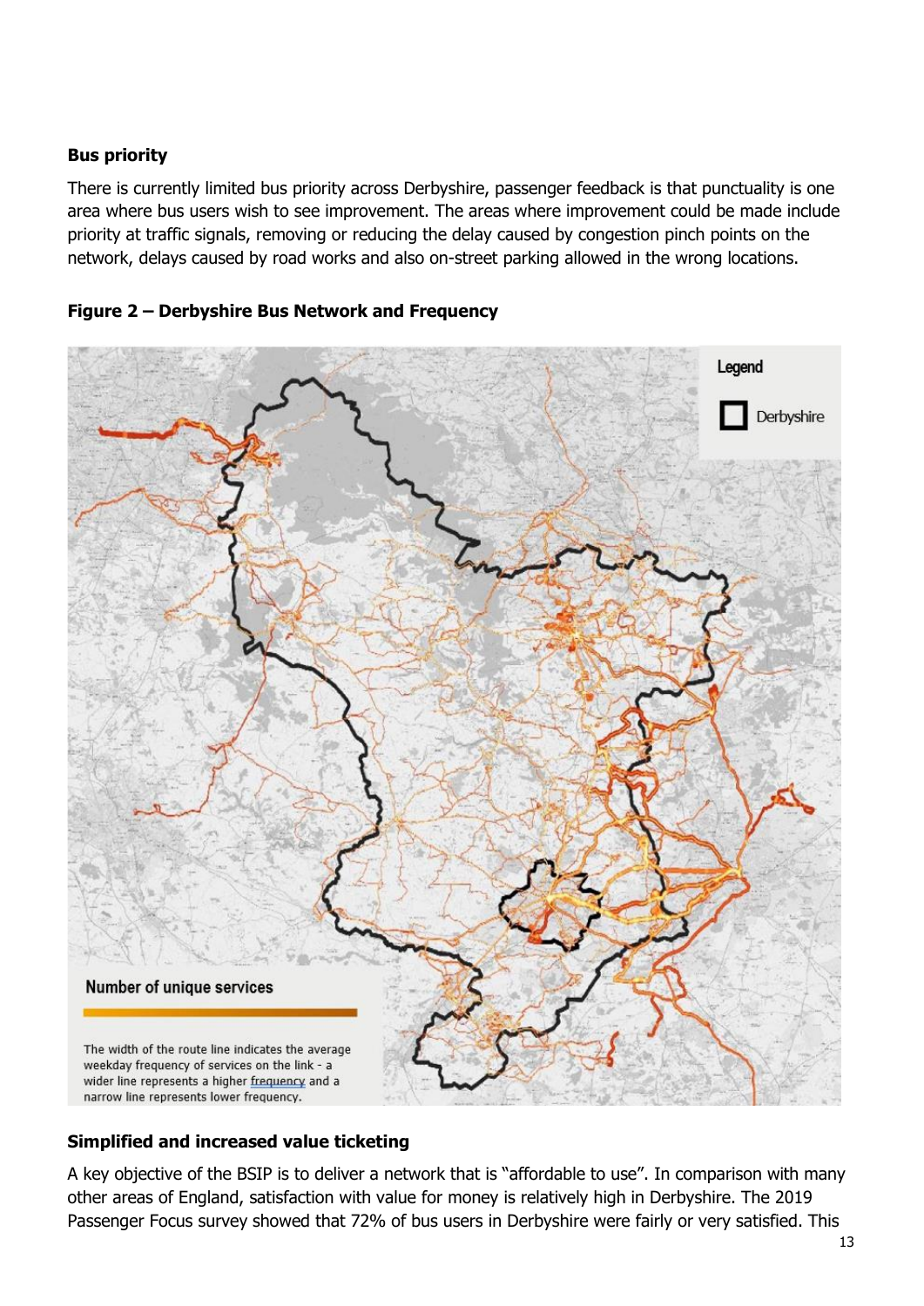**Bus priority**

There is currently limited bus priority across Derbyshire, passenger feedback is that punctuality is one area where bus users wish to see improvement. The areas where improvement could be made include priority at traffic signals, removing or reducing the delay caused by congestion pinch points on the network, delays caused by road works and also on-street parking allowed in the wrong locations.

**Figure 2 – Derbyshire Bus Network and Frequency**

**Simplified and increased value ticketing**

A key objective of the BSIP is to deliver a network that is "affordable to use". In comparison with many other areas of England, satisfaction with value for money is relatively high in Derbyshire. The 2019 Passenger Focus survey showed that 72% of bus users in Derbyshire were fairly or very satisfied. This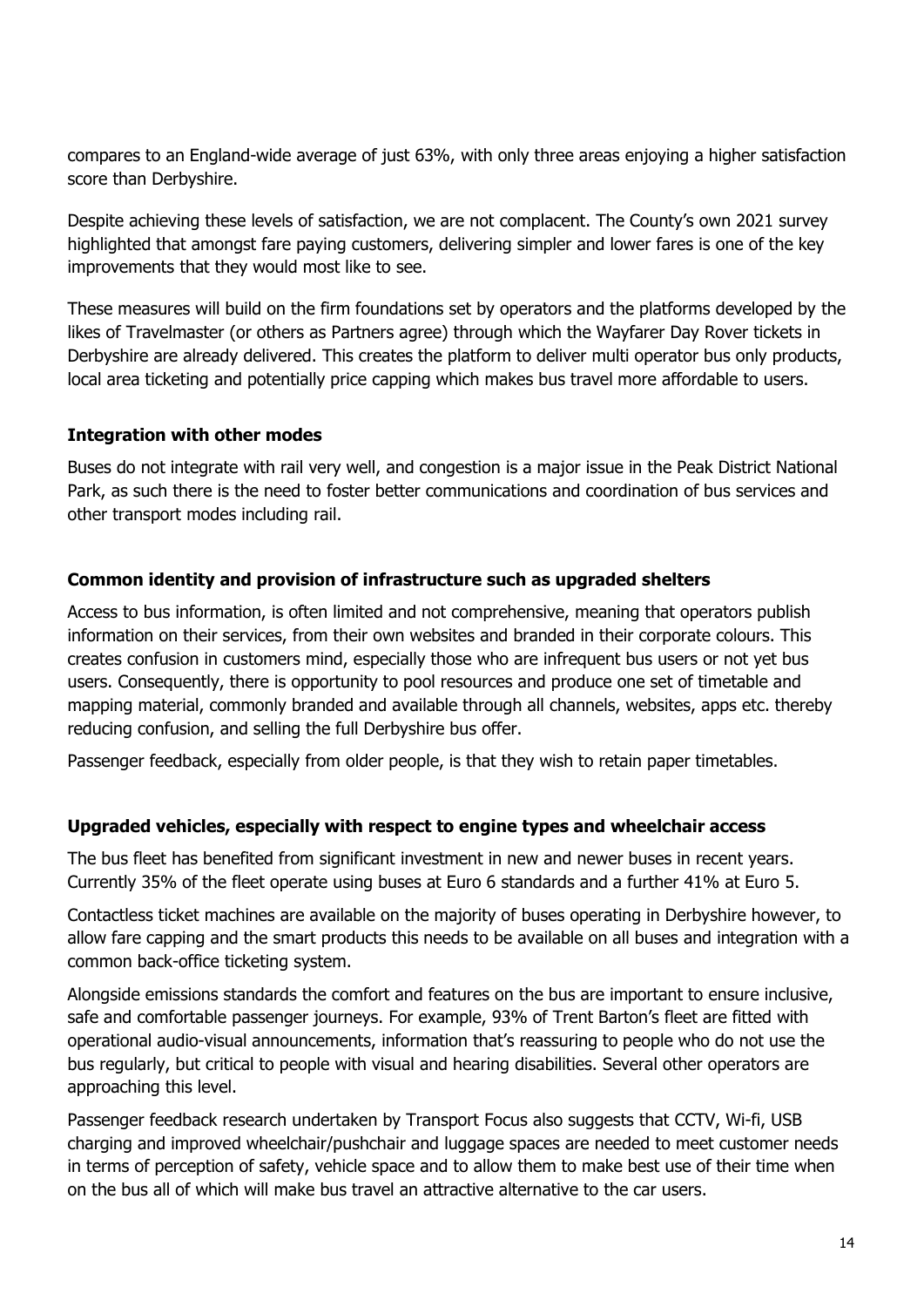compares to an England-wide average of just 63%, with only three areas enjoying a higher satisfaction score than Derbyshire.

Despite achieving these levels of satisfaction, we are not complacent. The County's own 2021 survey highlighted that amongst fare paying customers, delivering simpler and lower fares is one of the key improvements that they would most like to see.

These measures will build on the firm foundations set by operators and the platforms developed by the likes of Travelmaster (or others as Partners agree) through which the Wayfarer Day Rover tickets in Derbyshire are already delivered. This creates the platform to deliver multi operator bus only products, local area ticketing and potentially price capping which makes bus travel more affordable to users.

**Integration with other modes**

Buses do not integrate with rail very well, and congestion is a major issue in the Peak District National Park, as such there is the need to foster better communications and coordination of bus services and other transport modes including rail.

**Common identity and provision of infrastructure such as upgraded shelters**

Access to bus information, is often limited and not comprehensive, meaning that operators publish information on their services, from their own websites and branded in their corporate colours. This creates confusion in customers mind, especially those who are infrequent bus users or not yet bus users. Consequently, there is opportunity to pool resources and produce one set of timetable and mapping material, commonly branded and available through all channels, websites, apps etc. thereby reducing confusion, and selling the full Derbyshire bus offer.

Passenger feedback, especially from older people, is that they wish to retain paper timetables.

**Upgraded vehicles, especially with respect to engine types and wheelchair access**

The bus fleet has benefited from significant investment in new and newer buses in recent years. Currently 35% of the fleet operate using buses at Euro 6 standards and a further 41% at Euro 5.

Contactless ticket machines are available on the majority of buses operating in Derbyshire however, to allow fare capping and the smart products this needs to be available on all buses and integration with a common back-office ticketing system.

Alongside emissions standards the comfort and features on the bus are important to ensure inclusive, safe and comfortable passenger journeys. For example, 93% of Trent Barton's fleet are fitted with operational audio-visual announcements, information that's reassuring to people who do not use the bus regularly, but critical to people with visual and hearing disabilities. Several other operators are approaching this level.

Passenger feedback research undertaken by Transport Focus also suggests that CCTV, Wi-fi, USB charging and improved wheelchair/pushchair and luggage spaces are needed to meet customer needs in terms of perception of safety, vehicle space and to allow them to make best use of their time when on the bus all of which will make bus travel an attractive alternative to the car users.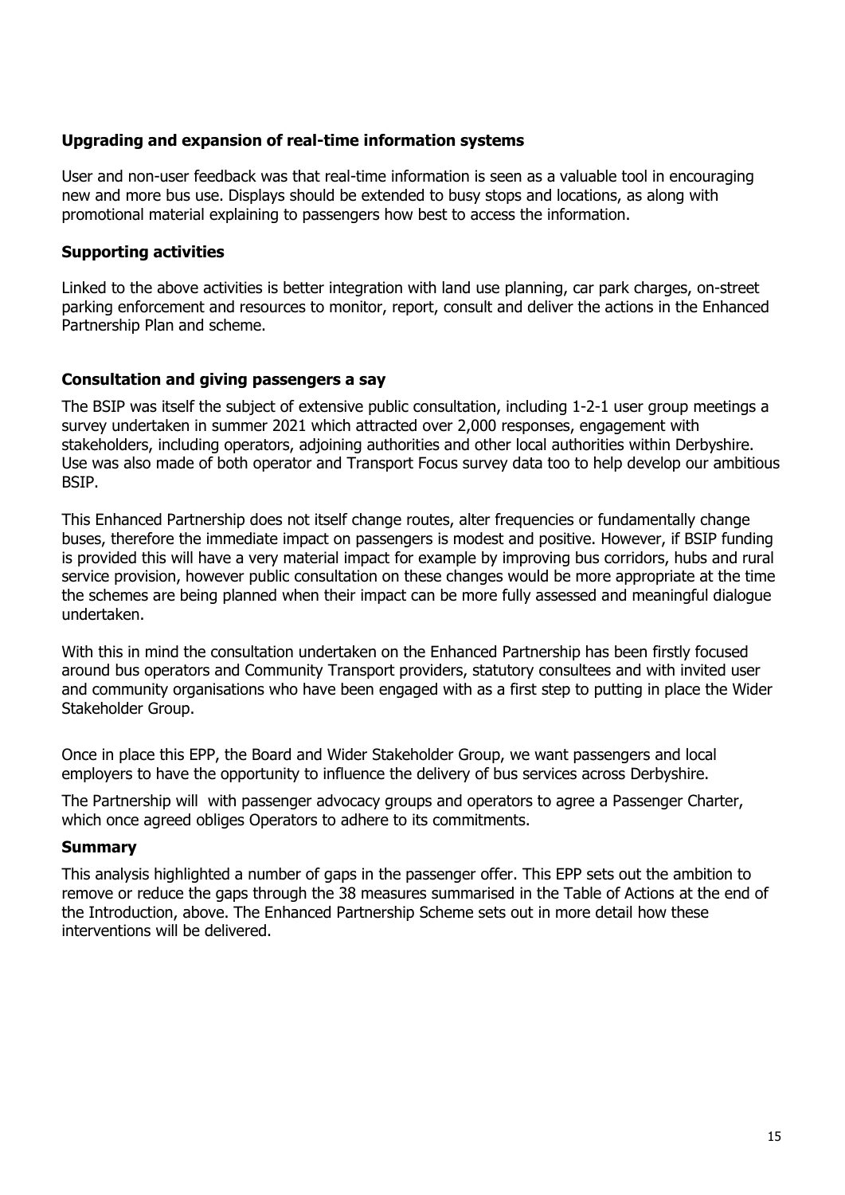### Upgrading and expansion of real-time information systems

User and non-user feedback was that real-time information is seen as a valuable tool in encouraging new and more bus use. Displays should be extended to busy stops and locations, as along with promotional material explaining to passengers how best to access the information.

### Supporting activities

Linked to the above activities is better integration with land use planning, car park charges, on-street parking enforcement and resources to monitor, report, consult and deliver the actions in the Enhanced Partnership Plan and scheme.

### Consultation and giving passengers a say

The BSIP was itself the subject of extensive public consultation, including 1-2-1 user group meetings a survey undertaken in summer 2021 which attracted over 2,000 responses, engagement with stakeholders, including operators, adjoining authorities and other local authorities within Derbyshire. Use was also made of both operator and Transport Focus survey data too to help develop our ambitious BSIP.

This Enhanced Partnership does not itself change routes, alter frequencies or fundamentally change buses, therefore the immediate impact on passengers is modest and positive. However, if BSIP funding is provided this will have a very material impact for example by improving bus corridors, hubs and rural service provision, however public consultation on these changes would be more appropriate at the time the schemes are being planned when their impact can be more fully assessed and meaningful dialogue undertaken.

With this in mind the consultation undertaken on the Enhanced Partnership has been firstly focused around bus operators and Community Transport providers, statutory consultees and with invited user and community organisations who have been engaged with as a first step to putting in place the Wider Stakeholder Group.

Once in place this EPP, the Board and Wider Stakeholder Group, we want passengers and local employers to have the opportunity to influence the delivery of bus services across Derbyshire.

The Partnership will  with passenger advocacy groups and operators to agree a Passenger Charter, which once agreed obliges Operators to adhere to its commitments.

### Summary

This analysis highlighted a number of gaps in the passenger offer. This EPP sets out the ambition to remove or reduce the gaps through the 38 measures summarised in the Table of Actions at the end of the Introduction, above. The Enhanced Partnership Scheme sets out in more detail how these interventions will be delivered.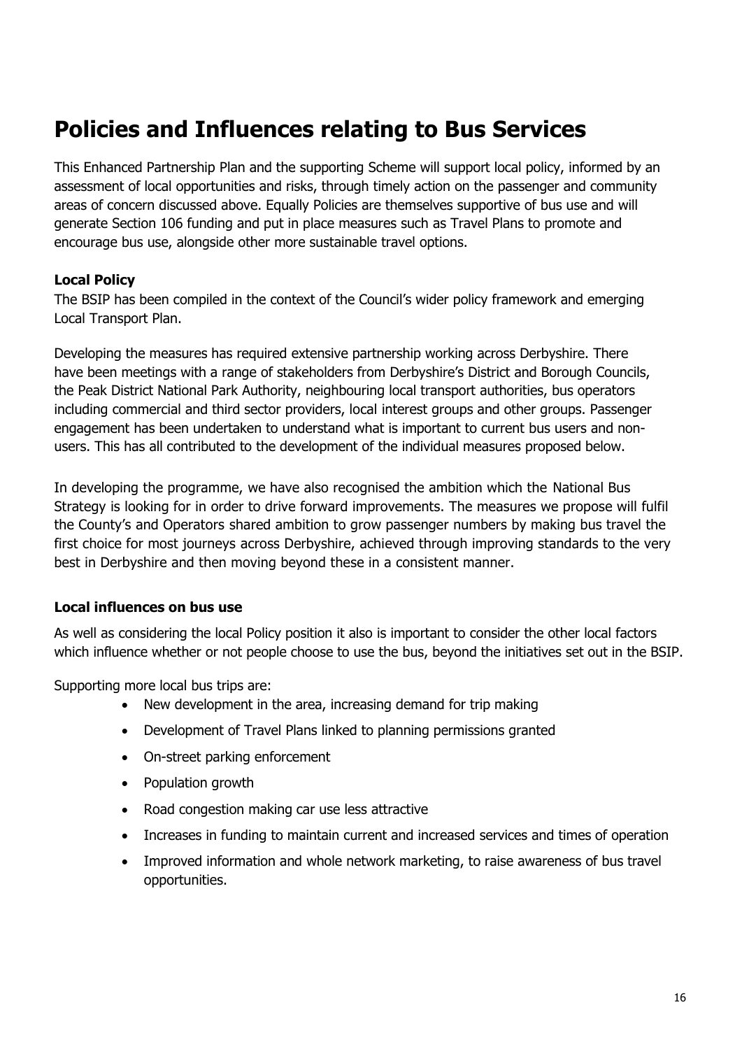# Policies and Influences relating to Bus Services

This Enhanced Partnership Plan and the supporting Scheme will support local policy, informed by an assessment of local opportunities and risks, through timely action on the passenger and community areas of concern discussed above. Equally Policies are themselves supportive of bus use and will generate Section 106 funding and put in place measures such as Travel Plans to promote and encourage bus use, alongside other more sustainable travel options.

### Local Policy

The BSIP has been compiled in the context of the Council's wider policy framework and emerging Local Transport Plan.

Developing the measures has required extensive partnership working across Derbyshire. There have been meetings with a range of stakeholders from Derbyshire's District and Borough Councils, the Peak District National Park Authority, neighbouring local transport authorities, bus operators including commercial and third sector providers, local interest groups and other groups. Passenger engagement has been undertaken to understand what is important to current bus users and non-users. This has all contributed to the development of the individual measures proposed below.

In developing the programme, we have also recognised the ambition which the National Bus Strategy is looking for in order to drive forward improvements. The measures we propose will fulfil the County's and Operators shared ambition to grow passenger numbers by making bus travel the first choice for most journeys across Derbyshire, achieved through improving standards to the very best in Derbyshire and then moving beyond these in a consistent manner.

### Local influences on bus use

As well as considering the local Policy position it also is important to consider the other local factors which influence whether or not people choose to use the bus, beyond the initiatives set out in the BSIP.

Supporting more local bus trips are:

- New development in the area, increasing demand for trip making
- Development of Travel Plans linked to planning permissions granted
- On-street parking enforcement
- Population growth
- Road congestion making car use less attractive
- Increases in funding to maintain current and increased services and times of operation
- Improved information and whole network marketing, to raise awareness of bus travel opportunities.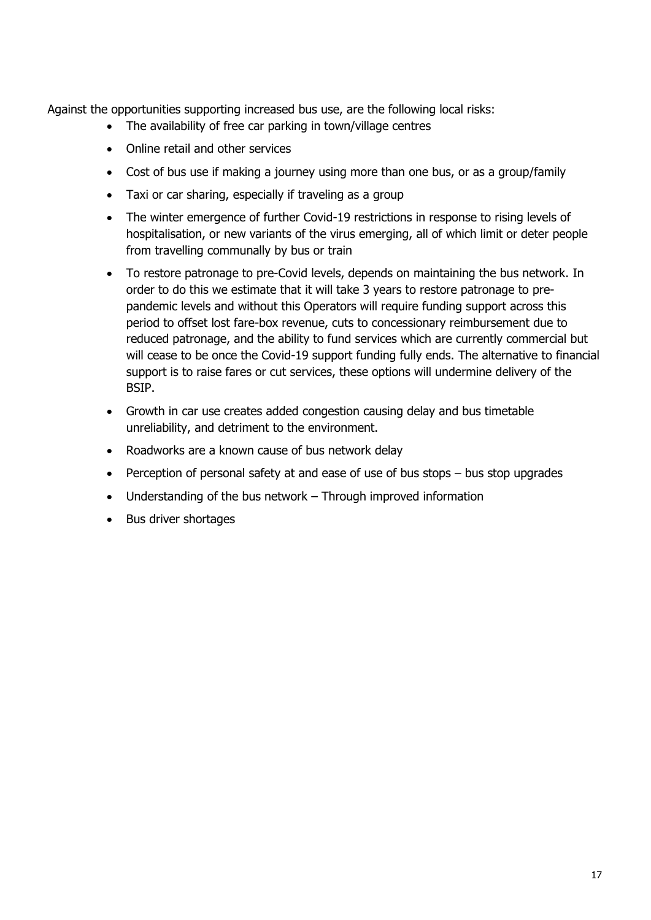Against the opportunities supporting increased bus use, are the following local risks:

- The availability of free car parking in town/village centres
- Online retail and other services
- Cost of bus use if making a journey using more than one bus, or as a group/family
- Taxi or car sharing, especially if traveling as a group
- The winter emergence of further Covid-19 restrictions in response to rising levels of hospitalisation, or new variants of the virus emerging, all of which limit or deter people from travelling communally by bus or train
- To restore patronage to pre-Covid levels, depends on maintaining the bus network. In order to do this we estimate that it will take 3 years to restore patronage to pre-pandemic levels and without this Operators will require funding support across this period to offset lost fare-box revenue, cuts to concessionary reimbursement due to reduced patronage, and the ability to fund services which are currently commercial but will cease to be once the Covid-19 support funding fully ends. The alternative to financial support is to raise fares or cut services, these options will undermine delivery of the BSIP.
- Growth in car use creates added congestion causing delay and bus timetable unreliability, and detriment to the environment.
- Roadworks are a known cause of bus network delay
- Perception of personal safety at and ease of use of bus stops – bus stop upgrades
- Understanding of the bus network – Through improved information
- Bus driver shortages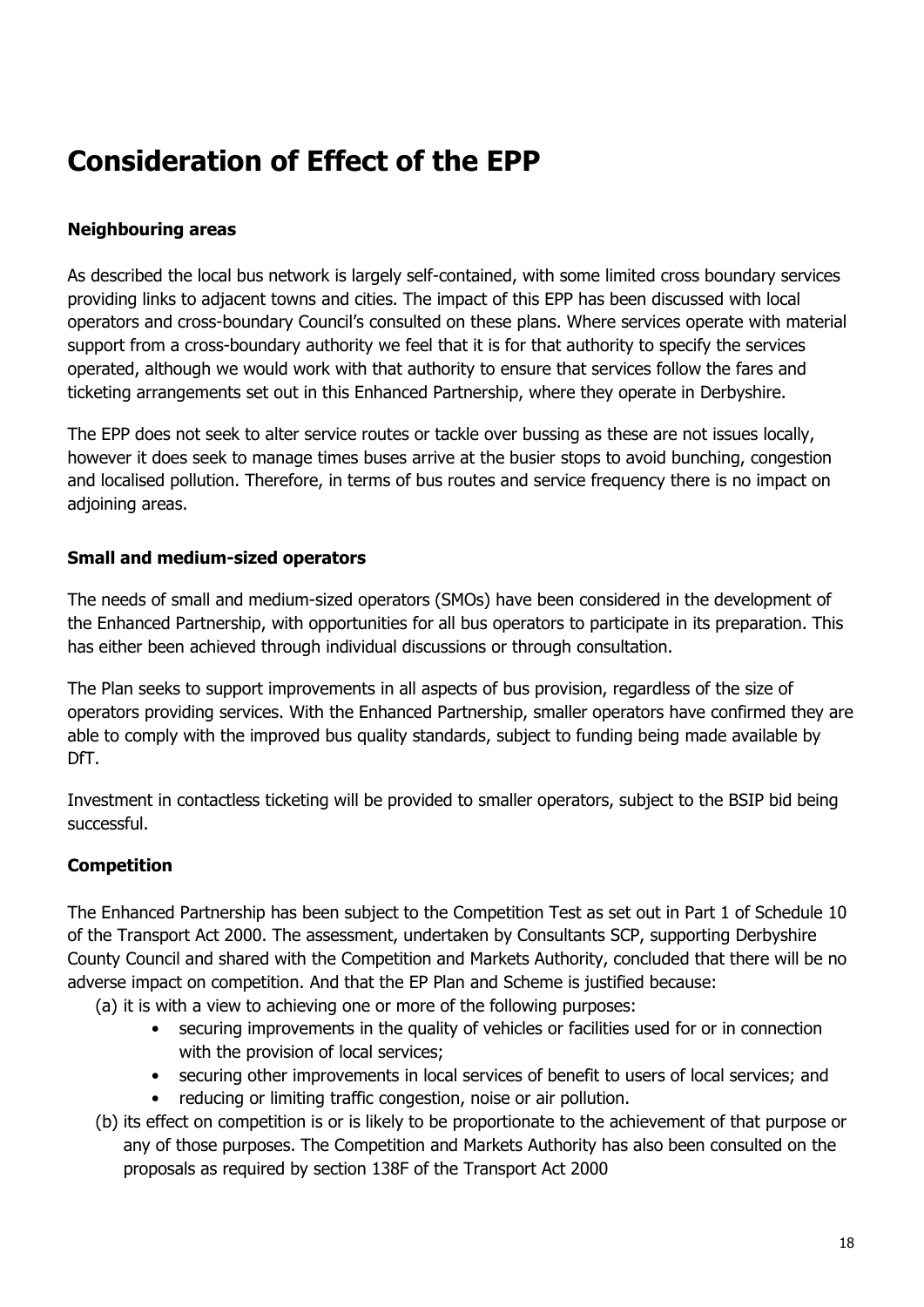# Consideration of Effect of the EPP

### Neighbouring areas

As described the local bus network is largely self-contained, with some limited cross boundary services providing links to adjacent towns and cities. The impact of this EPP has been discussed with local operators and cross-boundary Council's consulted on these plans. Where services operate with material support from a cross-boundary authority we feel that it is for that authority to specify the services operated, although we would work with that authority to ensure that services follow the fares and ticketing arrangements set out in this Enhanced Partnership, where they operate in Derbyshire.

The EPP does not seek to alter service routes or tackle over bussing as these are not issues locally, however it does seek to manage times buses arrive at the busier stops to avoid bunching, congestion and localised pollution. Therefore, in terms of bus routes and service frequency there is no impact on adjoining areas.

### Small and medium-sized operators

The needs of small and medium-sized operators (SMOs) have been considered in the development of the Enhanced Partnership, with opportunities for all bus operators to participate in its preparation. This has either been achieved through individual discussions or through consultation.

The Plan seeks to support improvements in all aspects of bus provision, regardless of the size of operators providing services. With the Enhanced Partnership, smaller operators have confirmed they are able to comply with the improved bus quality standards, subject to funding being made available by DfT.

Investment in contactless ticketing will be provided to smaller operators, subject to the BSIP bid being successful.

### Competition

The Enhanced Partnership has been subject to the Competition Test as set out in Part 1 of Schedule 10 of the Transport Act 2000. The assessment, undertaken by Consultants SCP, supporting Derbyshire County Council and shared with the Competition and Markets Authority, concluded that there will be no adverse impact on competition. And that the EP Plan and Scheme is justified because:

(a) it is with a view to achieving one or more of the following purposes:
  - securing improvements in the quality of vehicles or facilities used for or in connection with the provision of local services;
  - securing other improvements in local services of benefit to users of local services; and
  - reducing or limiting traffic congestion, noise or air pollution.

(b) its effect on competition is or is likely to be proportionate to the achievement of that purpose or any of those purposes. The Competition and Markets Authority has also been consulted on the proposals as required by section 138F of the Transport Act 2000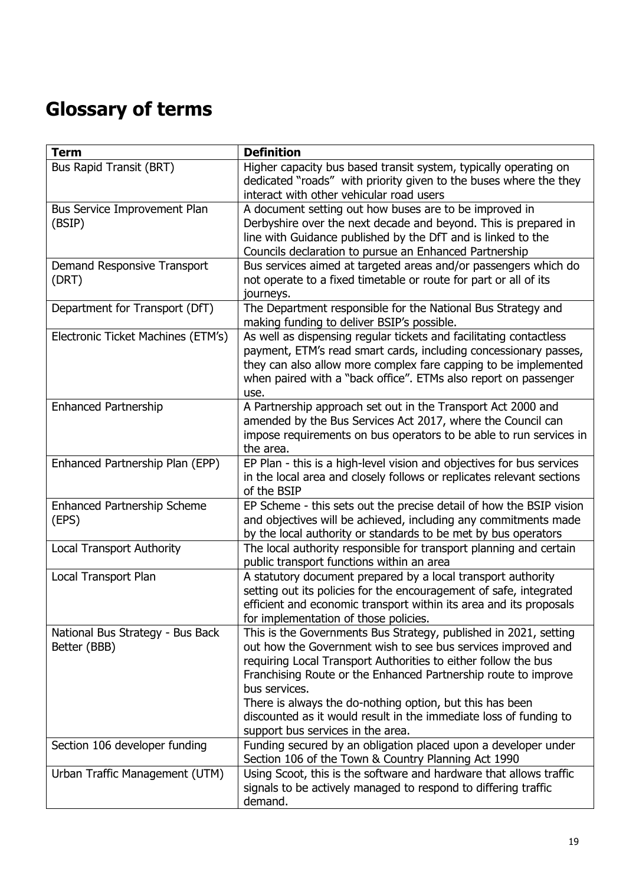# Glossary of terms

| Term | Definition |
|---|---|
| Bus Rapid Transit (BRT) | Higher capacity bus based transit system, typically operating on dedicated "roads" with priority given to the buses where the they interact with other vehicular road users |
| Bus Service Improvement Plan (BSIP) | A document setting out how buses are to be improved in Derbyshire over the next decade and beyond. This is prepared in line with Guidance published by the DfT and is linked to the Councils declaration to pursue an Enhanced Partnership |
| Demand Responsive Transport (DRT) | Bus services aimed at targeted areas and/or passengers which do not operate to a fixed timetable or route for part or all of its journeys. |
| Department for Transport (DfT) | The Department responsible for the National Bus Strategy and making funding to deliver BSIP's possible. |
| Electronic Ticket Machines (ETM's) | As well as dispensing regular tickets and facilitating contactless payment, ETM's read smart cards, including concessionary passes, they can also allow more complex fare capping to be implemented when paired with a "back office". ETMs also report on passenger use. |
| Enhanced Partnership | A Partnership approach set out in the Transport Act 2000 and amended by the Bus Services Act 2017, where the Council can impose requirements on bus operators to be able to run services in the area. |
| Enhanced Partnership Plan (EPP) | EP Plan - this is a high-level vision and objectives for bus services in the local area and closely follows or replicates relevant sections of the BSIP |
| Enhanced Partnership Scheme (EPS) | EP Scheme - this sets out the precise detail of how the BSIP vision and objectives will be achieved, including any commitments made by the local authority or standards to be met by bus operators |
| Local Transport Authority | The local authority responsible for transport planning and certain public transport functions within an area |
| Local Transport Plan | A statutory document prepared by a local transport authority setting out its policies for the encouragement of safe, integrated efficient and economic transport within its area and its proposals for implementation of those policies. |
| National Bus Strategy - Bus Back Better (BBB) | This is the Governments Bus Strategy, published in 2021, setting out how the Government wish to see bus services improved and requiring Local Transport Authorities to either follow the bus Franchising Route or the Enhanced Partnership route to improve bus services.<br>There is always the do-nothing option, but this has been discounted as it would result in the immediate loss of funding to support bus services in the area. |
| Section 106 developer funding | Funding secured by an obligation placed upon a developer under Section 106 of the Town & Country Planning Act 1990 |
| Urban Traffic Management (UTM) | Using Scoot, this is the software and hardware that allows traffic signals to be actively managed to respond to differing traffic demand. |